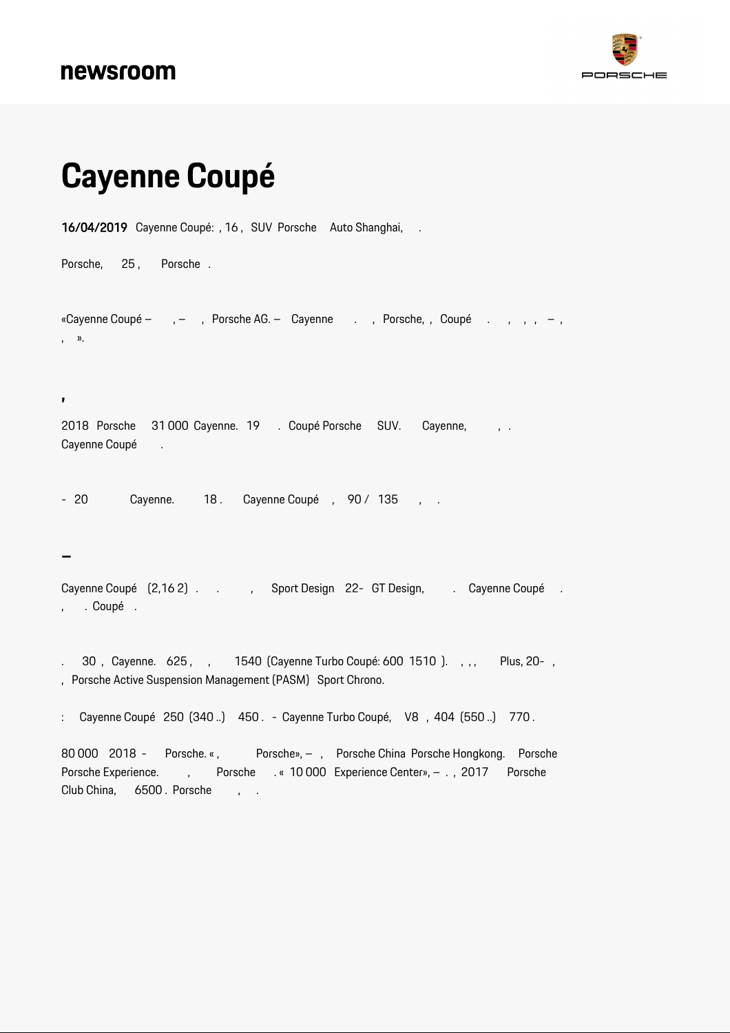# Cayenne Coupé

**16/04/2019** Cayenne Coupé: , 16 , SUV Porsche Auto Shanghai, .

Porsche, 25 , Porsche .

«Cayenne Coupé – , – , Porsche AG. – Cayenne . , Porsche, , Coupé . , , , – , , ».

## ,

2018 Porsche 31 000 Cayenne. 19 . Coupé Porsche SUV. Cayenne, , . Cayenne Coupé .

- 20 Cayenne. 18 . Cayenne Coupé , 90 / 135 , .

## –

Cayenne Coupé (2,16 2) . . , Sport Design 22- GT Design, . Cayenne Coupé . , . Coupé .

. 30 , Cayenne. 625 , , 1540 (Cayenne Turbo Coupé: 600 1510 ). , , , Plus, 20- , , Porsche Active Suspension Management (PASM) Sport Chrono.

: Cayenne Coupé 250 (340 ..) 450 . - Cayenne Turbo Coupé, V8 , 404 (550 ..) 770 .

80 000 2018 - Porsche. « , Porsche», – , Porsche China Porsche Hongkong. Porsche Porsche Experience. , Porsche . « 10 000 Experience Center», – . , 2017 Porsche Club China, 6500 . Porsche , .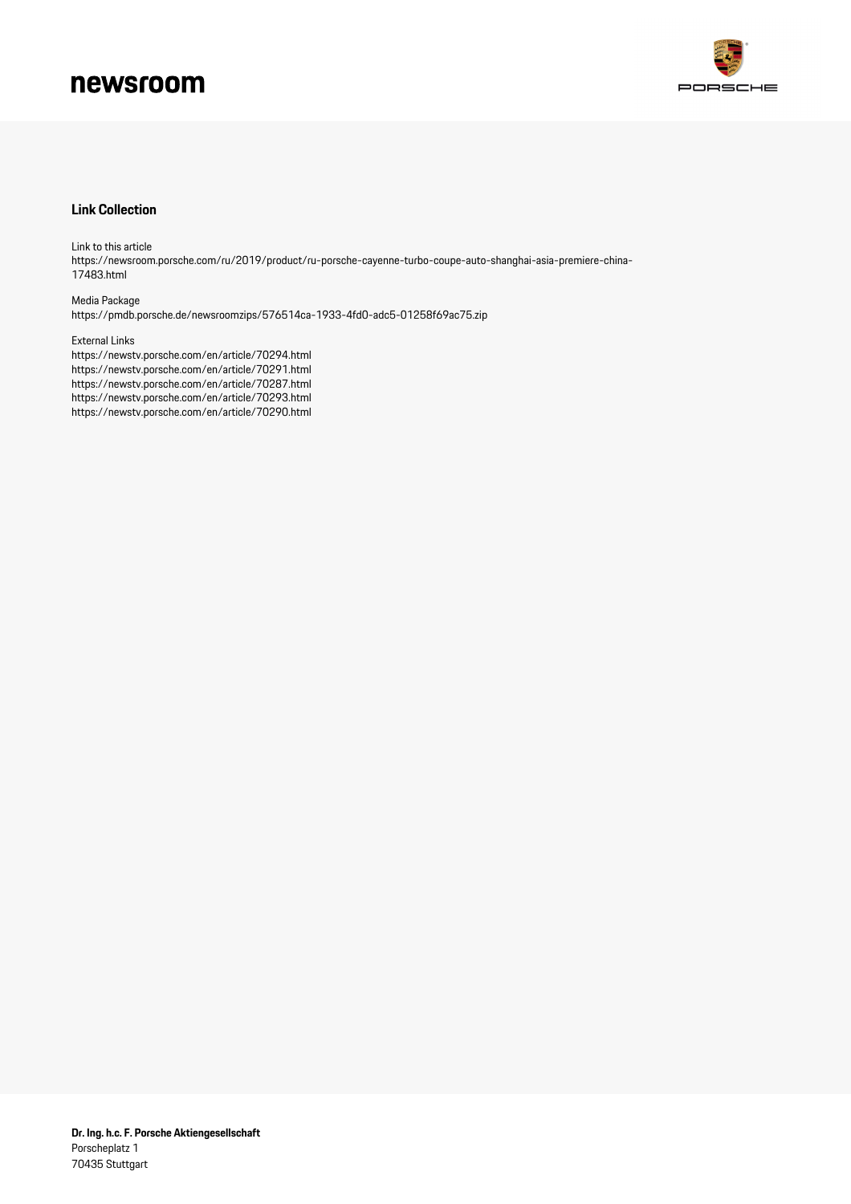## Link Collection

Link to this article
https://newsroom.porsche.com/ru/2019/product/ru-porsche-cayenne-turbo-coupe-auto-shanghai-asia-premiere-china-17483.html

Media Package
https://pmdb.porsche.de/newsroomzips/576514ca-1933-4fd0-adc5-01258f69ac75.zip

External Links
https://newstv.porsche.com/en/article/70294.html
https://newstv.porsche.com/en/article/70291.html
https://newstv.porsche.com/en/article/70287.html
https://newstv.porsche.com/en/article/70293.html
https://newstv.porsche.com/en/article/70290.html